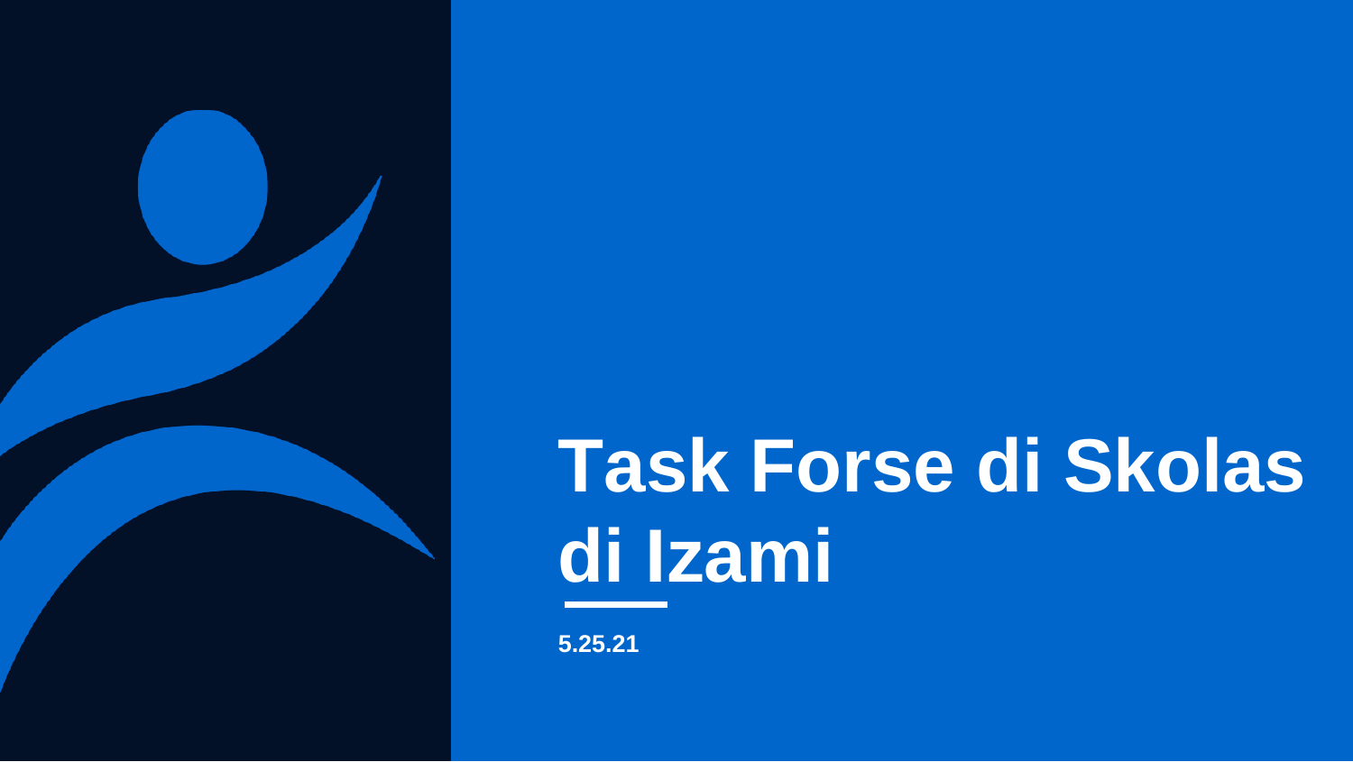# Task Forse di Skolas di Izami

**5.25.21**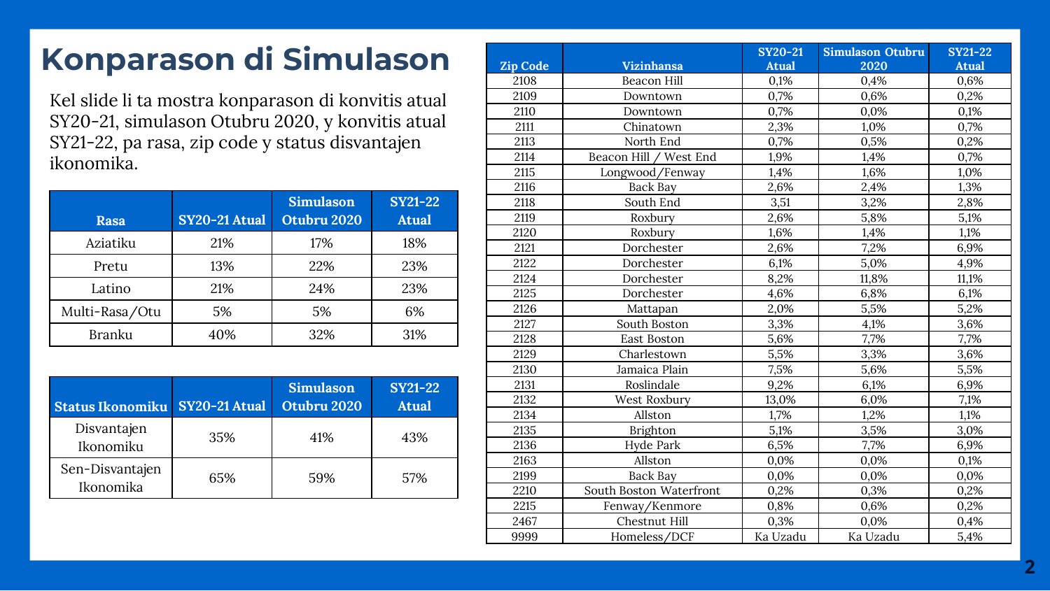# Konparason di Simulason

Kel slide li ta mostra konparason di konvitis atual SY20-21, simulason Otubru 2020, y konvitis atual SY21-22, pa rasa, zip code y status disvantajen ikonomika.

| Rasa | SY20-21 Atual | Simulason Otubru 2020 | SY21-22 Atual |
|---|---|---|---|
| Aziatiku | 21% | 17% | 18% |
| Pretu | 13% | 22% | 23% |
| Latino | 21% | 24% | 23% |
| Multi-Rasa/Otu | 5% | 5% | 6% |
| Branku | 40% | 32% | 31% |

| Status Ikonomiku | SY20-21 Atual | Simulason Otubru 2020 | SY21-22 Atual |
|---|---|---|---|
| Disvantajen Ikonomiku | 35% | 41% | 43% |
| Sen-Disvantajen Ikonomika | 65% | 59% | 57% |

| Zip Code | Vizinhansa | SY20-21 Atual | Simulason Otubru 2020 | SY21-22 Atual |
|---|---|---|---|---|
| 2108 | Beacon Hill | 0,1% | 0,4% | 0,6% |
| 2109 | Downtown | 0,7% | 0,6% | 0,2% |
| 2110 | Downtown | 0,7% | 0,0% | 0,1% |
| 2111 | Chinatown | 2,3% | 1,0% | 0,7% |
| 2113 | North End | 0,7% | 0,5% | 0,2% |
| 2114 | Beacon Hill / West End | 1,9% | 1,4% | 0,7% |
| 2115 | Longwood/Fenway | 1,4% | 1,6% | 1,0% |
| 2116 | Back Bay | 2,6% | 2,4% | 1,3% |
| 2118 | South End | 3,51 | 3,2% | 2,8% |
| 2119 | Roxbury | 2,6% | 5,8% | 5,1% |
| 2120 | Roxbury | 1,6% | 1,4% | 1,1% |
| 2121 | Dorchester | 2,6% | 7,2% | 6,9% |
| 2122 | Dorchester | 6,1% | 5,0% | 4,9% |
| 2124 | Dorchester | 8,2% | 11,8% | 11,1% |
| 2125 | Dorchester | 4,6% | 6,8% | 6,1% |
| 2126 | Mattapan | 2,0% | 5,5% | 5,2% |
| 2127 | South Boston | 3,3% | 4,1% | 3,6% |
| 2128 | East Boston | 5,6% | 7,7% | 7,7% |
| 2129 | Charlestown | 5,5% | 3,3% | 3,6% |
| 2130 | Jamaica Plain | 7,5% | 5,6% | 5,5% |
| 2131 | Roslindale | 9,2% | 6,1% | 6,9% |
| 2132 | West Roxbury | 13,0% | 6,0% | 7,1% |
| 2134 | Allston | 1,7% | 1,2% | 1,1% |
| 2135 | Brighton | 5,1% | 3,5% | 3,0% |
| 2136 | Hyde Park | 6,5% | 7,7% | 6,9% |
| 2163 | Allston | 0,0% | 0,0% | 0,1% |
| 2199 | Back Bay | 0,0% | 0,0% | 0,0% |
| 2210 | South Boston Waterfront | 0,2% | 0,3% | 0,2% |
| 2215 | Fenway/Kenmore | 0,8% | 0,6% | 0,2% |
| 2467 | Chestnut Hill | 0,3% | 0,0% | 0,4% |
| 9999 | Homeless/DCF | Ka Uzadu | Ka Uzadu | 5,4% |